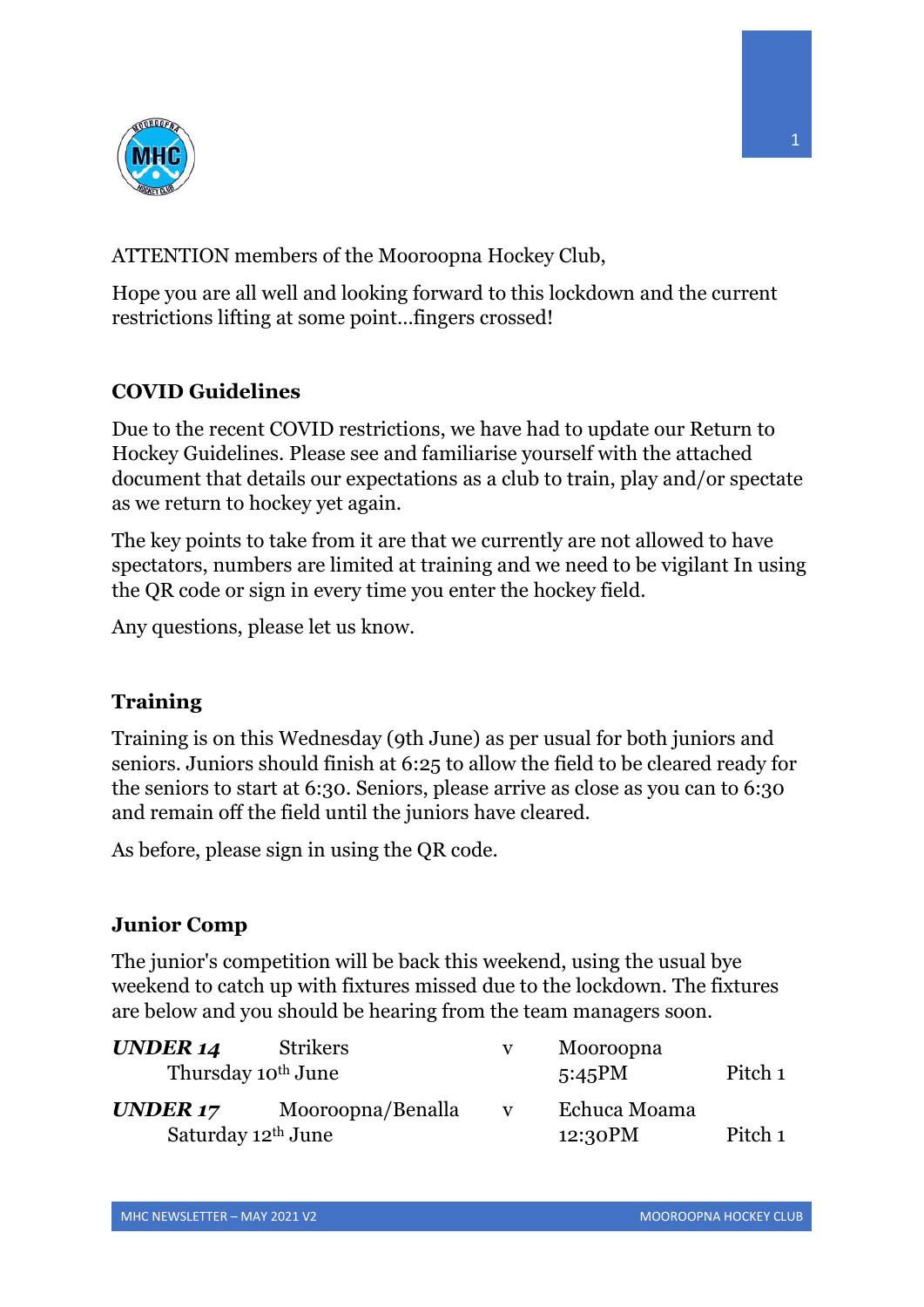ATTENTION members of the Mooroopna Hockey Club,

Hope you are all well and looking forward to this lockdown and the current restrictions lifting at some point…fingers crossed!

## COVID Guidelines

Due to the recent COVID restrictions, we have had to update our Return to Hockey Guidelines. Please see and familiarise yourself with the attached document that details our expectations as a club to train, play and/or spectate as we return to hockey yet again.

The key points to take from it are that we currently are not allowed to have spectators, numbers are limited at training and we need to be vigilant In using the QR code or sign in every time you enter the hockey field.

Any questions, please let us know.

## Training

Training is on this Wednesday (9th June) as per usual for both juniors and seniors. Juniors should finish at 6:25 to allow the field to be cleared ready for the seniors to start at 6:30. Seniors, please arrive as close as you can to 6:30 and remain off the field until the juniors have cleared.

As before, please sign in using the QR code.

## Junior Comp

The junior's competition will be back this weekend, using the usual bye weekend to catch up with fixtures missed due to the lockdown. The fixtures are below and you should be hearing from the team managers soon.

| | | | | |
|---|---|---|---|---|
| ***UNDER 14*** | Strikers | v | Mooroopna | |
| Thursday 10th June | | | 5:45PM | Pitch 1 |
| ***UNDER 17*** | Mooroopna/Benalla | v | Echuca Moama | |
| Saturday 12th June | | | 12:30PM | Pitch 1 |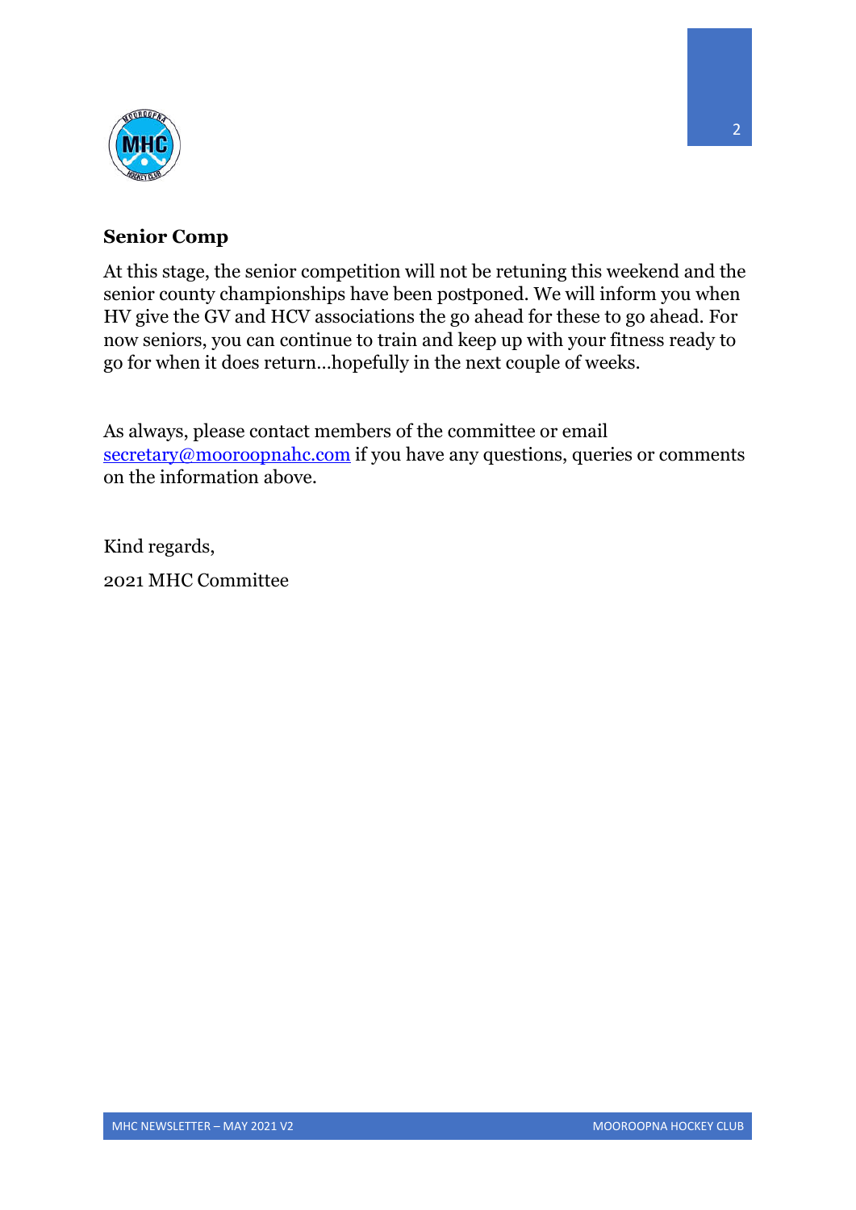## Senior Comp

At this stage, the senior competition will not be retuning this weekend and the senior county championships have been postponed. We will inform you when HV give the GV and HCV associations the go ahead for these to go ahead. For now seniors, you can continue to train and keep up with your fitness ready to go for when it does return…hopefully in the next couple of weeks.

As always, please contact members of the committee or email secretary@mooroopnahc.com if you have any questions, queries or comments on the information above.

Kind regards,

2021 MHC Committee